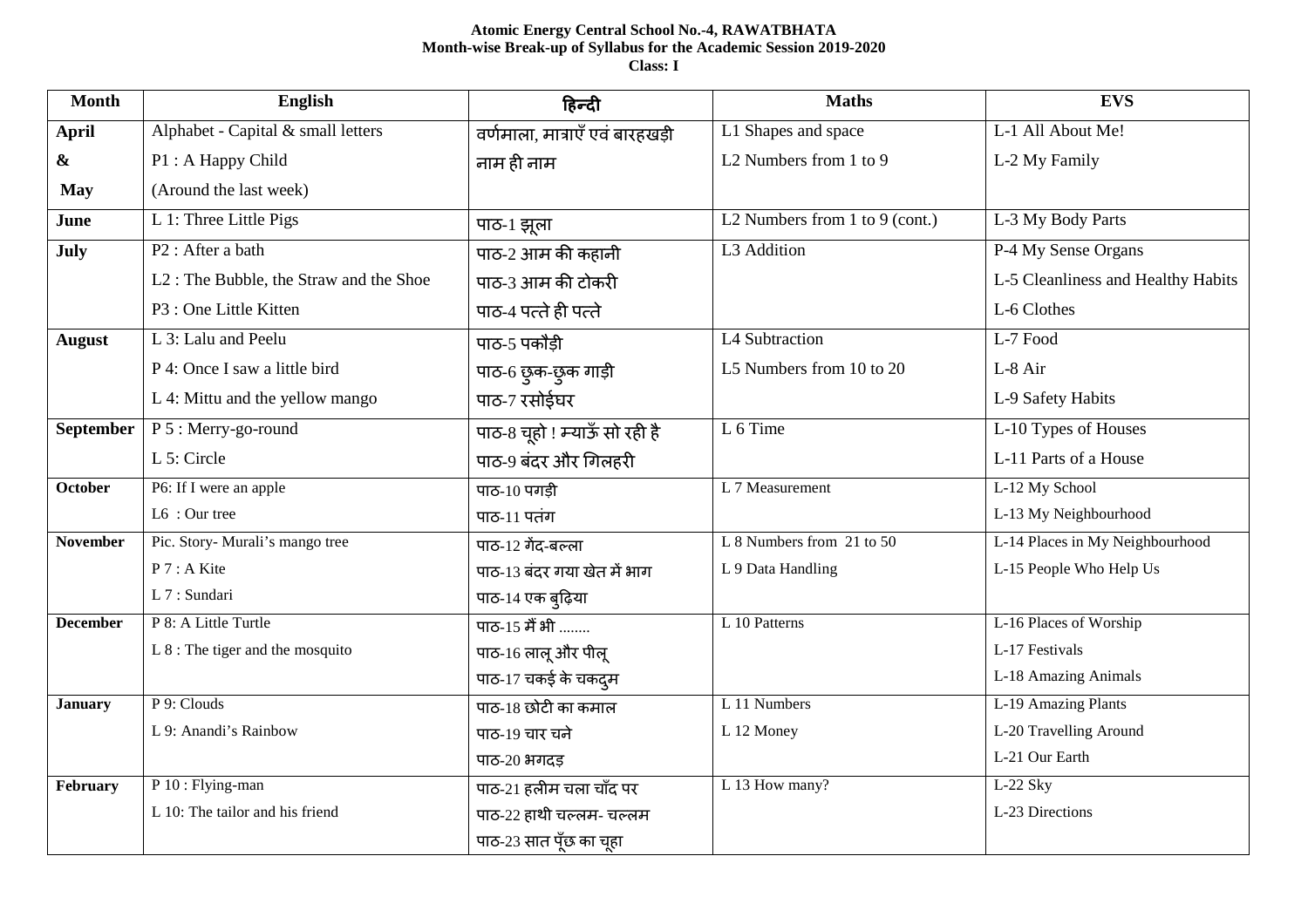**Atomic Energy Central School No.-4, RAWATBHATA**
**Month-wise Break-up of Syllabus for the Academic Session 2019-2020**
**Class: I**

| Month | English | हिन्दी | Maths | EVS |
|---|---|---|---|---|
| **April & May** | Alphabet - Capital & small letters<br>P1 : A Happy Child<br>(Around the last week) | वर्णमाला, मात्राएँ एवं बारहखड़ी<br>नाम ही नाम | L1 Shapes and space<br>L2 Numbers from 1 to 9 | L-1 All About Me!<br>L-2 My Family |
| **June** | L 1: Three Little Pigs | पाठ-1 झूला | L2 Numbers from 1 to 9 (cont.) | L-3 My Body Parts |
| **July** | P2 : After a bath<br>L2 : The Bubble, the Straw and the Shoe<br>P3 : One Little Kitten | पाठ-2 आम की कहानी<br>पाठ-3 आम की टोकरी<br>पाठ-4 पत्ते ही पत्ते | L3 Addition | P-4 My Sense Organs<br>L-5 Cleanliness and Healthy Habits<br>L-6 Clothes |
| **August** | L 3: Lalu and Peelu<br>P 4: Once I saw a little bird<br>L 4: Mittu and the yellow mango | पाठ-5 पकौड़ी<br>पाठ-6 छुक-छुक गाड़ी<br>पाठ-7 रसोईघर | L4 Subtraction<br>L5 Numbers from 10 to 20 | L-7 Food<br>L-8 Air<br>L-9 Safety Habits |
| **September** | P 5 : Merry-go-round<br>L 5: Circle | पाठ-8 चूहो ! म्याऊँ सो रही है<br>पाठ-9 बंदर और गिलहरी | L 6 Time | L-10 Types of Houses<br>L-11 Parts of a House |
| **October** | P6: If I were an apple<br>L6 : Our tree | पाठ-10 पगड़ी<br>पाठ-11 पतंग | L 7 Measurement | L-12 My School<br>L-13 My Neighbourhood |
| **November** | Pic. Story- Murali's mango tree<br>P 7 : A Kite<br>L 7 : Sundari | पाठ-12 गेंद-बल्ला<br>पाठ-13 बंदर गया खेत में भाग<br>पाठ-14 एक बुढ़िया | L 8 Numbers from 21 to 50<br>L 9 Data Handling | L-14 Places in My Neighbourhood<br>L-15 People Who Help Us |
| **December** | P 8: A Little Turtle<br>L 8 : The tiger and the mosquito | पाठ-15 मैं भी ........<br>पाठ-16 लालू और पीलू<br>पाठ-17 चकई के चकदुम | L 10 Patterns | L-16 Places of Worship<br>L-17 Festivals<br>L-18 Amazing Animals |
| **January** | P 9: Clouds<br>L 9: Anandi's Rainbow | पाठ-18 छोटी का कमाल<br>पाठ-19 चार चने<br>पाठ-20 भगदड़ | L 11 Numbers<br>L 12 Money | L-19 Amazing Plants<br>L-20 Travelling Around<br>L-21 Our Earth |
| **February** | P 10 : Flying-man<br>L 10: The tailor and his friend | पाठ-21 हलीम चला चाँद पर<br>पाठ-22 हाथी चल्लम- चल्लम<br>पाठ-23 सात पूँछ का चूहा | L 13 How many? | L-22 Sky<br>L-23 Directions |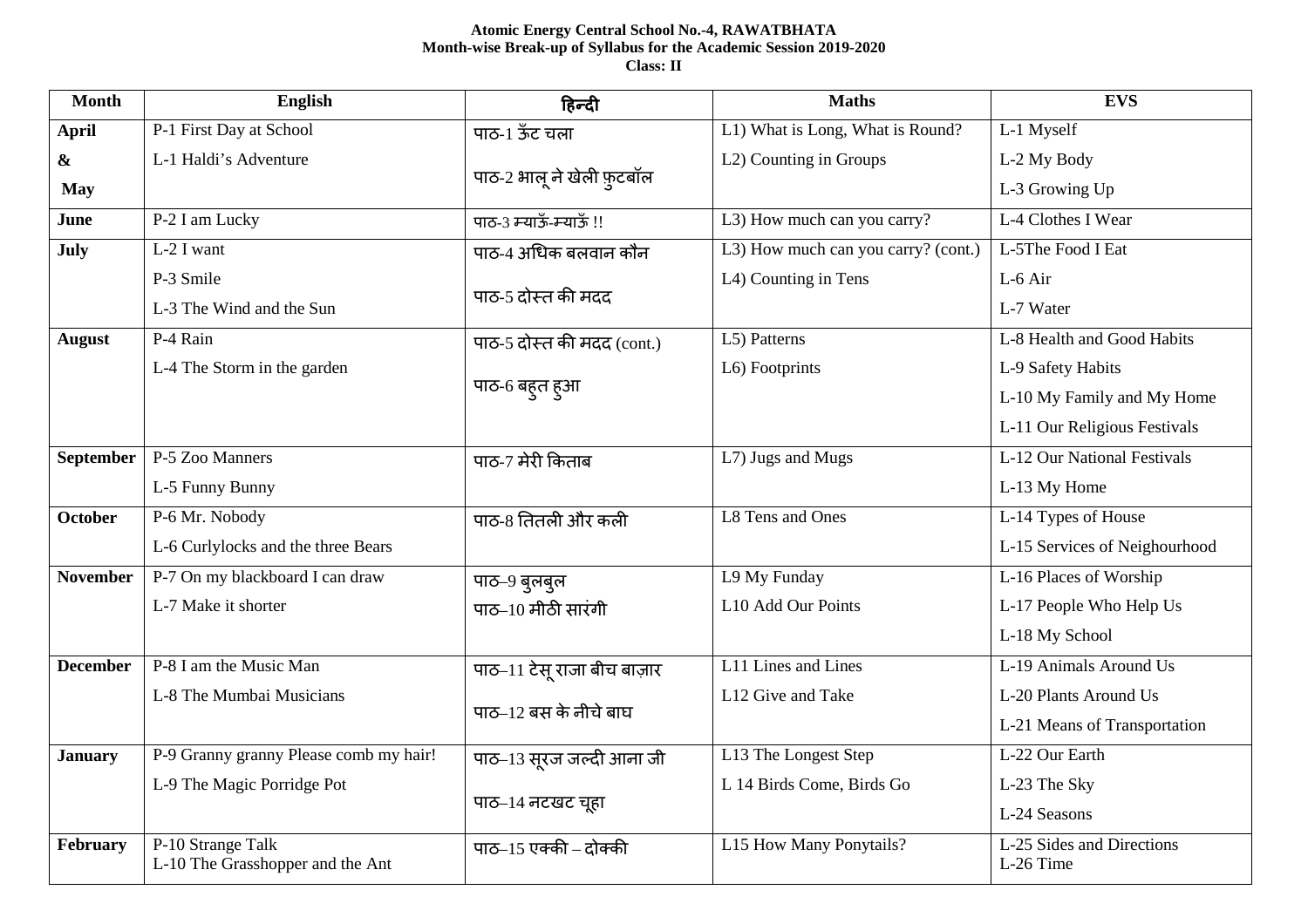**Atomic Energy Central School No.-4, RAWATBHATA**
**Month-wise Break-up of Syllabus for the Academic Session 2019-2020**
**Class: II**

| Month | English | हिन्दी | Maths | EVS |
|---|---|---|---|---|
| **April & May** | P-1 First Day at School<br>L-1 Haldi's Adventure | पाठ-1 ऊँट चला<br>पाठ-2 भालू ने खेली फुटबॉल | L1) What is Long, What is Round?<br>L2) Counting in Groups | L-1 Myself<br>L-2 My Body<br>L-3 Growing Up |
| **June** | P-2 I am Lucky | पाठ-3 म्याऊँ-म्याऊँ !! | L3) How much can you carry? | L-4 Clothes I Wear |
| **July** | L-2 I want<br>P-3 Smile<br>L-3 The Wind and the Sun | पाठ-4 अधिक बलवान कौन<br>पाठ-5 दोस्त की मदद | L3) How much can you carry? (cont.)<br>L4) Counting in Tens | L-5The Food I Eat<br>L-6 Air<br>L-7 Water |
| **August** | P-4 Rain<br>L-4 The Storm in the garden | पाठ-5 दोस्त की मदद (cont.)<br>पाठ-6 बहुत हुआ | L5) Patterns<br>L6) Footprints | L-8 Health and Good Habits<br>L-9 Safety Habits<br>L-10 My Family and My Home<br>L-11 Our Religious Festivals |
| **September** | P-5 Zoo Manners<br>L-5 Funny Bunny | पाठ-7 मेरी किताब | L7) Jugs and Mugs | L-12 Our National Festivals<br>L-13 My Home |
| **October** | P-6 Mr. Nobody<br>L-6 Curlylocks and the three Bears | पाठ-8 तितली और कली | L8 Tens and Ones | L-14 Types of House<br>L-15 Services of Neighourhood |
| **November** | P-7 On my blackboard I can draw<br>L-7 Make it shorter | पाठ–9 बुलबुल<br>पाठ–10 मीठी सारंगी | L9 My Funday<br>L10 Add Our Points | L-16 Places of Worship<br>L-17 People Who Help Us<br>L-18 My School |
| **December** | P-8 I am the Music Man<br>L-8 The Mumbai Musicians | पाठ–11 टेसू राजा बीच बाज़ार<br>पाठ–12 बस के नीचे बाघ | L11 Lines and Lines<br>L12 Give and Take | L-19 Animals Around Us<br>L-20 Plants Around Us<br>L-21 Means of Transportation |
| **January** | P-9 Granny granny Please comb my hair!<br>L-9 The Magic Porridge Pot | पाठ–13 सूरज जल्दी आना जी<br>पाठ–14 नटखट चूहा | L13 The Longest Step<br>L 14 Birds Come, Birds Go | L-22 Our Earth<br>L-23 The Sky<br>L-24 Seasons |
| **February** | P-10 Strange Talk<br>L-10 The Grasshopper and the Ant | पाठ–15 एक्की – दोक्की | L15 How Many Ponytails? | L-25 Sides and Directions<br>L-26 Time |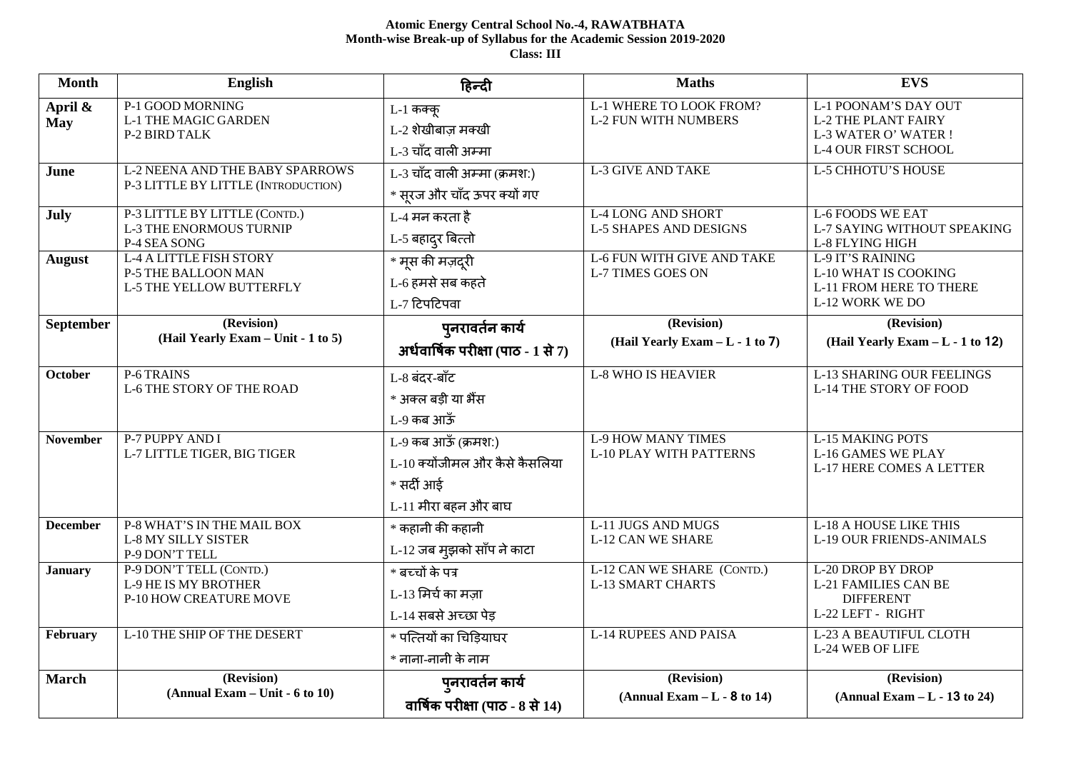**Atomic Energy Central School No.-4, RAWATBHATA**
**Month-wise Break-up of Syllabus for the Academic Session 2019-2020**
**Class: III**

| Month | English | हिन्दी | Maths | EVS |
|---|---|---|---|---|
| **April & May** | P-1 GOOD MORNING<br>L-1 THE MAGIC GARDEN<br>P-2 BIRD TALK | L-1 कक्कू<br>L-2 शेखीबाज़ मक्खी<br>L-3 चाँद वाली अम्मा | L-1 WHERE TO LOOK FROM?<br>L-2 FUN WITH NUMBERS | L-1 POONAM'S DAY OUT<br>L-2 THE PLANT FAIRY<br>L-3 WATER O' WATER !<br>L-4 OUR FIRST SCHOOL |
| **June** | L-2 NEENA AND THE BABY SPARROWS<br>P-3 LITTLE BY LITTLE (INTRODUCTION) | L-3 चाँद वाली अम्मा (क्रमश:)<br>* सूरज और चाँद ऊपर क्यों गए | L-3 GIVE AND TAKE | L-5 CHHOTU'S HOUSE |
| **July** | P-3 LITTLE BY LITTLE (CONTD.)<br>L-3 THE ENORMOUS TURNIP<br>P-4 SEA SONG | L-4 मन करता है<br>L-5 बहादुर बित्तो | L-4 LONG AND SHORT<br>L-5 SHAPES AND DESIGNS | L-6 FOODS WE EAT<br>L-7 SAYING WITHOUT SPEAKING<br>L-8 FLYING HIGH |
| **August** | L-4 A LITTLE FISH STORY<br>P-5 THE BALLOON MAN<br>L-5 THE YELLOW BUTTERFLY | * मूस की मज़दूरी<br>L-6 हमसे सब कहते<br>L-7 टिपटिपवा | L-6 FUN WITH GIVE AND TAKE<br>L-7 TIMES GOES ON | L-9 IT'S RAINING<br>L-10 WHAT IS COOKING<br>L-11 FROM HERE TO THERE<br>L-12 WORK WE DO |
| **September** | **(Revision)**<br>**(Hail Yearly Exam – Unit - 1 to 5)** | **पुनरावर्तन कार्य**<br>**अर्धवार्षिक परीक्षा (पाठ - 1 से 7)** | **(Revision)**<br>**(Hail Yearly Exam – L - 1 to 7)** | **(Revision)**<br>**(Hail Yearly Exam – L - 1 to 12)** |
| **October** | P-6 TRAINS<br>L-6 THE STORY OF THE ROAD | L-8 बंदर-बाँट<br>* अक्ल बड़ी या भैंस<br>L-9 कब आऊँ | L-8 WHO IS HEAVIER | L-13 SHARING OUR FEELINGS<br>L-14 THE STORY OF FOOD |
| **November** | P-7 PUPPY AND I<br>L-7 LITTLE TIGER, BIG TIGER | L-9 कब आऊँ (क्रमश:)<br>L-10 क्योंजीमल और कैसे कैसलिया<br>* सर्दी आई<br>L-11 मीरा बहन और बाघ | L-9 HOW MANY TIMES<br>L-10 PLAY WITH PATTERNS | L-15 MAKING POTS<br>L-16 GAMES WE PLAY<br>L-17 HERE COMES A LETTER |
| **December** | P-8 WHAT'S IN THE MAIL BOX<br>L-8 MY SILLY SISTER<br>P-9 DON'T TELL | * कहानी की कहानी<br>L-12 जब मुझको साँप ने काटा | L-11 JUGS AND MUGS<br>L-12 CAN WE SHARE | L-18 A HOUSE LIKE THIS<br>L-19 OUR FRIENDS-ANIMALS |
| **January** | P-9 DON'T TELL (CONTD.)<br>L-9 HE IS MY BROTHER<br>P-10 HOW CREATURE MOVE | * बच्चों के पत्र<br>L-13 मिर्च का मज़ा<br>L-14 सबसे अच्छा पेड़ | L-12 CAN WE SHARE (CONTD.)<br>L-13 SMART CHARTS | L-20 DROP BY DROP<br>L-21 FAMILIES CAN BE DIFFERENT<br>L-22 LEFT - RIGHT |
| **February** | L-10 THE SHIP OF THE DESERT | * पत्तियों का चिड़ियाघर<br>* नाना-नानी के नाम | L-14 RUPEES AND PAISA | L-23 A BEAUTIFUL CLOTH<br>L-24 WEB OF LIFE |
| **March** | **(Revision)**<br>**(Annual Exam – Unit - 6 to 10)** | **पुनरावर्तन कार्य**<br>**वार्षिक परीक्षा (पाठ - 8 से 14)** | **(Revision)**<br>**(Annual Exam – L - 8 to 14)** | **(Revision)**<br>**(Annual Exam – L - 13 to 24)** |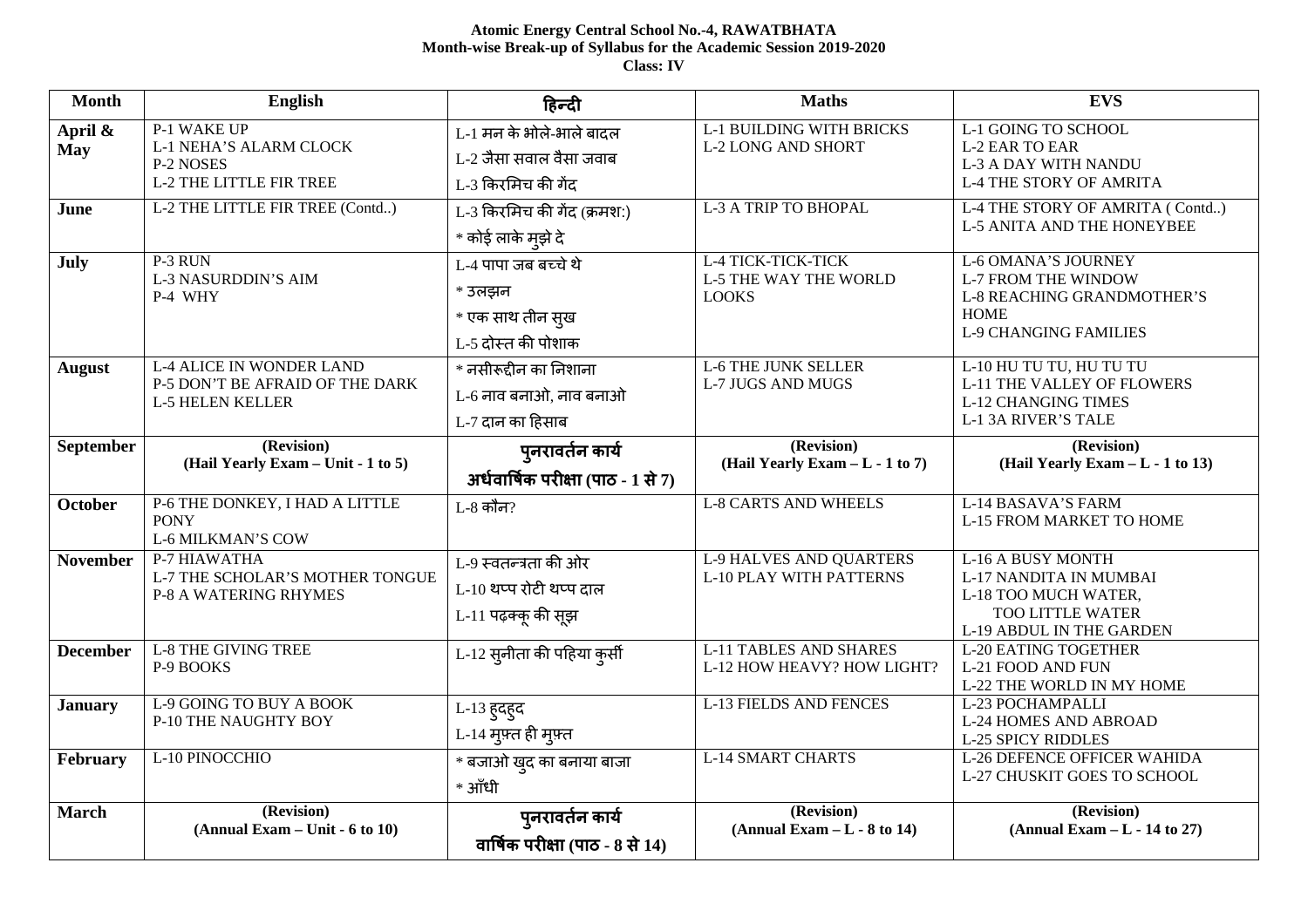**Atomic Energy Central School No.-4, RAWATBHATA**
**Month-wise Break-up of Syllabus for the Academic Session 2019-2020**
**Class: IV**

| Month | English | हिन्दी | Maths | EVS |
|---|---|---|---|---|
| **April & May** | P-1 WAKE UP<br>L-1 NEHA'S ALARM CLOCK<br>P-2 NOSES<br>L-2 THE LITTLE FIR TREE | L-1 मन के भोले-भाले बादल<br>L-2 जैसा सवाल वैसा जवाब<br>L-3 किरमिच की गेंद | L-1 BUILDING WITH BRICKS<br>L-2 LONG AND SHORT | L-1 GOING TO SCHOOL<br>L-2 EAR TO EAR<br>L-3 A DAY WITH NANDU<br>L-4 THE STORY OF AMRITA |
| **June** | L-2 THE LITTLE FIR TREE (Contd..) | L-3 किरमिच की गेंद (क्रमश:)<br>* कोई लाके मुझे दे | L-3 A TRIP TO BHOPAL | L-4 THE STORY OF AMRITA ( Contd..)<br>L-5 ANITA AND THE HONEYBEE |
| **July** | P-3 RUN<br>L-3 NASURDDIN'S AIM<br>P-4 WHY | L-4 पापा जब बच्चे थे<br>* उलझन<br>* एक साथ तीन सुख<br>L-5 दोस्त की पोशाक | L-4 TICK-TICK-TICK<br>L-5 THE WAY THE WORLD LOOKS | L-6 OMANA'S JOURNEY<br>L-7 FROM THE WINDOW<br>L-8 REACHING GRANDMOTHER'S HOME<br>L-9 CHANGING FAMILIES |
| **August** | L-4 ALICE IN WONDER LAND<br>P-5 DON'T BE AFRAID OF THE DARK<br>L-5 HELEN KELLER | * नसीरूद्दीन का निशाना<br>L-6 नाव बनाओ, नाव बनाओ<br>L-7 दान का हिसाब | L-6 THE JUNK SELLER<br>L-7 JUGS AND MUGS | L-10 HU TU TU, HU TU TU<br>L-11 THE VALLEY OF FLOWERS<br>L-12 CHANGING TIMES<br>L-1 3A RIVER'S TALE |
| **September** | **(Revision)<br>(Hail Yearly Exam – Unit - 1 to 5)** | **पुनरावर्तन कार्य<br>अर्धवार्षिक परीक्षा (पाठ - 1 से 7)** | **(Revision)<br>(Hail Yearly Exam – L - 1 to 7)** | **(Revision)<br>(Hail Yearly Exam – L - 1 to 13)** |
| **October** | P-6 THE DONKEY, I HAD A LITTLE PONY<br>L-6 MILKMAN'S COW | L-8 कौन? | L-8 CARTS AND WHEELS | L-14 BASAVA'S FARM<br>L-15 FROM MARKET TO HOME |
| **November** | P-7 HIAWATHA<br>L-7 THE SCHOLAR'S MOTHER TONGUE<br>P-8 A WATERING RHYMES | L-9 स्वतन्त्रता की ओर<br>L-10 थप्प रोटी थप्प दाल<br>L-11 पढ़क्कू की सूझ | L-9 HALVES AND QUARTERS<br>L-10 PLAY WITH PATTERNS | L-16 A BUSY MONTH<br>L-17 NANDITA IN MUMBAI<br>L-18 TOO MUCH WATER, TOO LITTLE WATER<br>L-19 ABDUL IN THE GARDEN |
| **December** | L-8 THE GIVING TREE<br>P-9 BOOKS | L-12 सुनीता की पहिया कुर्सी | L-11 TABLES AND SHARES<br>L-12 HOW HEAVY? HOW LIGHT? | L-20 EATING TOGETHER<br>L-21 FOOD AND FUN<br>L-22 THE WORLD IN MY HOME |
| **January** | L-9 GOING TO BUY A BOOK<br>P-10 THE NAUGHTY BOY | L-13 हुदहुद<br>L-14 मुफ़्त ही मुफ़्त | L-13 FIELDS AND FENCES | L-23 POCHAMPALLI<br>L-24 HOMES AND ABROAD<br>L-25 SPICY RIDDLES |
| **February** | L-10 PINOCCHIO | * बजाओ खुद का बनाया बाजा<br>* आँधी | L-14 SMART CHARTS | L-26 DEFENCE OFFICER WAHIDA<br>L-27 CHUSKIT GOES TO SCHOOL |
| **March** | **(Revision)<br>(Annual Exam – Unit - 6 to 10)** | **पुनरावर्तन कार्य<br>वार्षिक परीक्षा (पाठ - 8 से 14)** | **(Revision)<br>(Annual Exam – L - 8 to 14)** | **(Revision)<br>(Annual Exam – L - 14 to 27)** |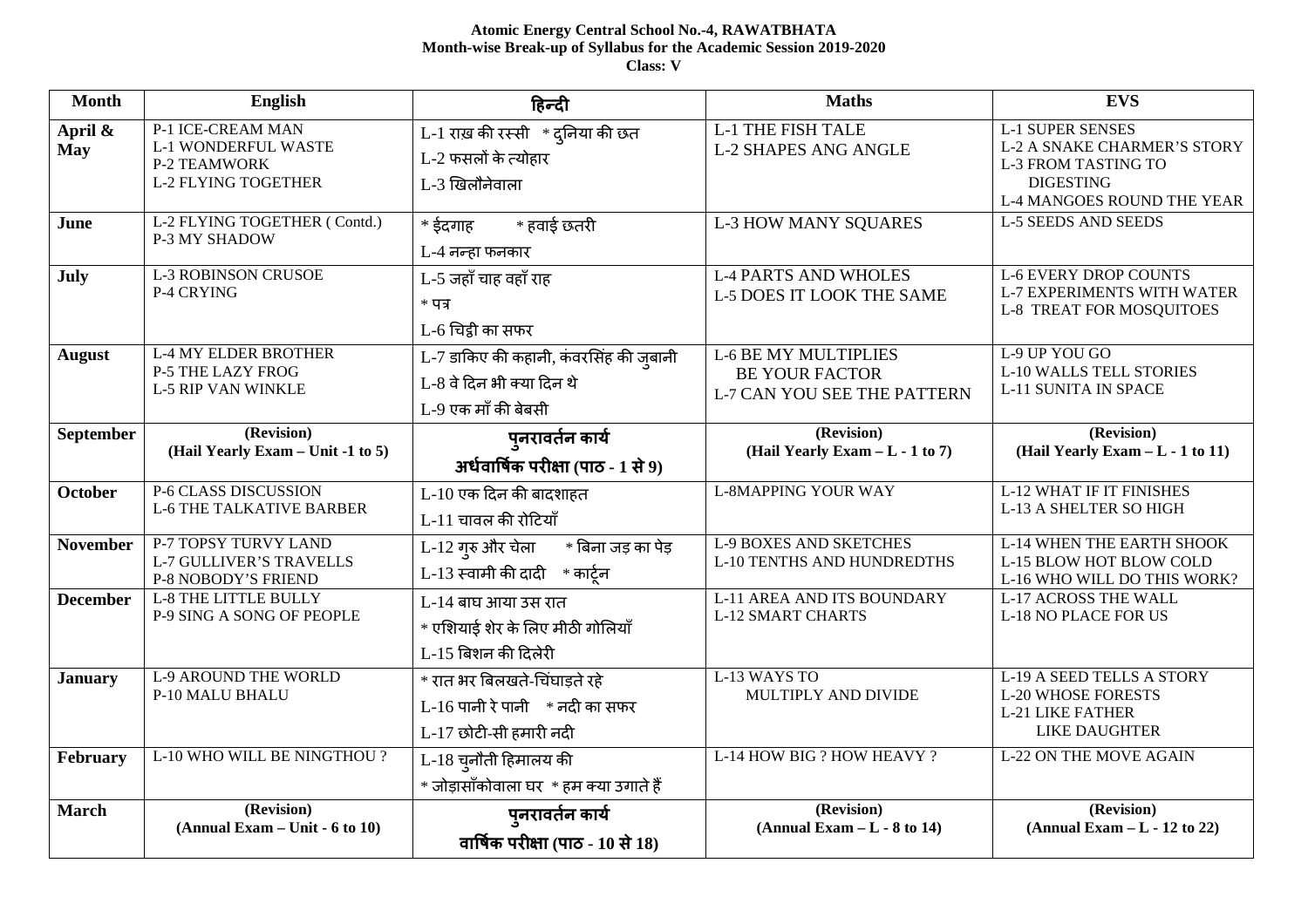**Atomic Energy Central School No.-4, RAWATBHATA**
**Month-wise Break-up of Syllabus for the Academic Session 2019-2020**
**Class: V**

| Month | English | हिन्दी | Maths | EVS |
|---|---|---|---|---|
| **April & May** | P-1 ICE-CREAM MAN<br>L-1 WONDERFUL WASTE<br>P-2 TEAMWORK<br>L-2 FLYING TOGETHER | L-1 राख की रस्सी * दुनिया की छत<br>L-2 फसलों के त्योहार<br>L-3 खिलौनेवाला | L-1 THE FISH TALE<br>L-2 SHAPES ANG ANGLE | L-1 SUPER SENSES<br>L-2 A SNAKE CHARMER'S STORY<br>L-3 FROM TASTING TO DIGESTING<br>L-4 MANGOES ROUND THE YEAR |
| **June** | L-2 FLYING TOGETHER ( Contd.)<br>P-3 MY SHADOW | * ईदगाह * हवाई छतरी<br>L-4 नन्हा फनकार | L-3 HOW MANY SQUARES | L-5 SEEDS AND SEEDS |
| **July** | L-3 ROBINSON CRUSOE<br>P-4 CRYING | L-5 जहाँ चाह वहाँ राह<br>* पत्र<br>L-6 चिट्ठी का सफर | L-4 PARTS AND WHOLES<br>L-5 DOES IT LOOK THE SAME | L-6 EVERY DROP COUNTS<br>L-7 EXPERIMENTS WITH WATER<br>L-8 TREAT FOR MOSQUITOES |
| **August** | L-4 MY ELDER BROTHER<br>P-5 THE LAZY FROG<br>L-5 RIP VAN WINKLE | L-7 डाकिए की कहानी, कंवरसिंह की जुबानी<br>L-8 वे दिन भी क्या दिन थे<br>L-9 एक माँ की बेबसी | L-6 BE MY MULTIPLIES BE YOUR FACTOR<br>L-7 CAN YOU SEE THE PATTERN | L-9 UP YOU GO<br>L-10 WALLS TELL STORIES<br>L-11 SUNITA IN SPACE |
| **September** | **(Revision)**<br>**(Hail Yearly Exam – Unit -1 to 5)** | **पुनरावर्तन कार्य**<br>**अर्धवार्षिक परीक्षा (पाठ - 1 से 9)** | **(Revision)**<br>**(Hail Yearly Exam – L - 1 to 7)** | **(Revision)**<br>**(Hail Yearly Exam – L - 1 to 11)** |
| **October** | P-6 CLASS DISCUSSION<br>L-6 THE TALKATIVE BARBER | L-10 एक दिन की बादशाहत<br>L-11 चावल की रोटियाँ | L-8MAPPING YOUR WAY | L-12 WHAT IF IT FINISHES<br>L-13 A SHELTER SO HIGH |
| **November** | P-7 TOPSY TURVY LAND<br>L-7 GULLIVER'S TRAVELLS<br>P-8 NOBODY'S FRIEND | L-12 गुरु और चेला * बिना जड़ का पेड़<br>L-13 स्वामी की दादी * कार्टून | L-9 BOXES AND SKETCHES<br>L-10 TENTHS AND HUNDREDTHS | L-14 WHEN THE EARTH SHOOK<br>L-15 BLOW HOT BLOW COLD<br>L-16 WHO WILL DO THIS WORK? |
| **December** | L-8 THE LITTLE BULLY<br>P-9 SING A SONG OF PEOPLE | L-14 बाघ आया उस रात<br>* एशियाई शेर के लिए मीठी गोलियाँ<br>L-15 बिशन की दिलेरी | L-11 AREA AND ITS BOUNDARY<br>L-12 SMART CHARTS | L-17 ACROSS THE WALL<br>L-18 NO PLACE FOR US |
| **January** | L-9 AROUND THE WORLD<br>P-10 MALU BHALU | * रात भर बिलखते-चिघाड़ते रहे<br>L-16 पानी रे पानी * नदी का सफर<br>L-17 छोटी-सी हमारी नदी | L-13 WAYS TO MULTIPLY AND DIVIDE | L-19 A SEED TELLS A STORY<br>L-20 WHOSE FORESTS<br>L-21 LIKE FATHER LIKE DAUGHTER |
| **February** | L-10 WHO WILL BE NINGTHOU ? | L-18 चुनौती हिमालय की<br>* जोड़ासाँकोवाला घर * हम क्या उगाते हैं | L-14 HOW BIG ? HOW HEAVY ? | L-22 ON THE MOVE AGAIN |
| **March** | **(Revision)**<br>**(Annual Exam – Unit - 6 to 10)** | **पुनरावर्तन कार्य**<br>**वार्षिक परीक्षा (पाठ - 10 से 18)** | **(Revision)**<br>**(Annual Exam – L - 8 to 14)** | **(Revision)**<br>**(Annual Exam – L - 12 to 22)** |